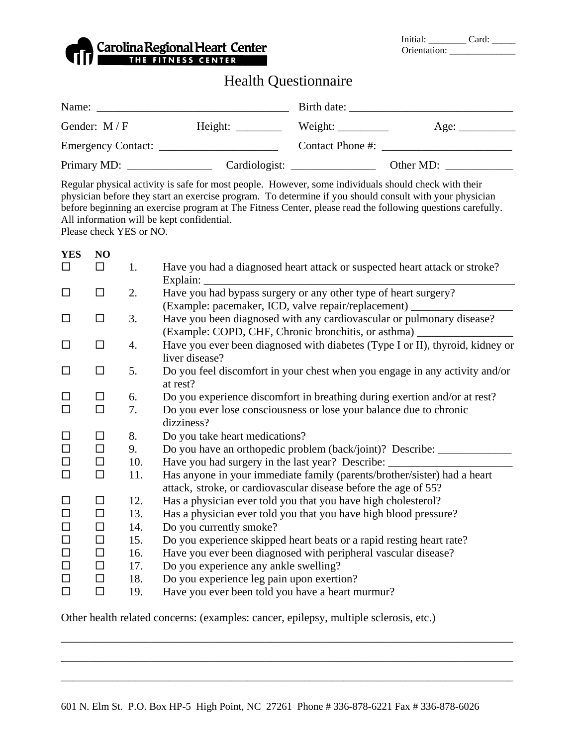Carolina Regional Heart Center
THE FITNESS CENTER

Initial: ________ Card: _____
Orientation: _______________

# Health Questionnaire

Name: __________________________________ Birth date: _____________________________

Gender: M / F Height: ________ Weight: _________ Age: __________

Emergency Contact: _____________________ Contact Phone #: _______________________

Primary MD: _______________ Cardiologist: _______________ Other MD: ____________

Regular physical activity is safe for most people. However, some individuals should check with their physician before they start an exercise program. To determine if you should consult with your physician before beginning an exercise program at The Fitness Center, please read the following questions carefully. All information will be kept confidential.
Please check YES or NO.

| YES | NO | | |
|---|---|---|---|
| ☐ | ☐ | 1. | Have you had a diagnosed heart attack or suspected heart attack or stroke? Explain: ______________________________________________________ |
| ☐ | ☐ | 2. | Have you had bypass surgery or any other type of heart surgery? (Example: pacemaker, ICD, valve repair/replacement) __________________ |
| ☐ | ☐ | 3. | Have you been diagnosed with any cardiovascular or pulmonary disease? (Example: COPD, CHF, Chronic bronchitis, or asthma) _________________ |
| ☐ | ☐ | 4. | Have you ever been diagnosed with diabetes (Type I or II), thyroid, kidney or liver disease? |
| ☐ | ☐ | 5. | Do you feel discomfort in your chest when you engage in any activity and/or at rest? |
| ☐ | ☐ | 6. | Do you experience discomfort in breathing during exertion and/or at rest? |
| ☐ | ☐ | 7. | Do you ever lose consciousness or lose your balance due to chronic dizziness? |
| ☐ | ☐ | 8. | Do you take heart medications? |
| ☐ | ☐ | 9. | Do you have an orthopedic problem (back/joint)? Describe: _____________ |
| ☐ | ☐ | 10. | Have you had surgery in the last year? Describe: ______________________ |
| ☐ | ☐ | 11. | Has anyone in your immediate family (parents/brother/sister) had a heart attack, stroke, or cardiovascular disease before the age of 55? |
| ☐ | ☐ | 12. | Has a physician ever told you that you have high cholesterol? |
| ☐ | ☐ | 13. | Has a physician ever told you that you have high blood pressure? |
| ☐ | ☐ | 14. | Do you currently smoke? |
| ☐ | ☐ | 15. | Do you experience skipped heart beats or a rapid resting heart rate? |
| ☐ | ☐ | 16. | Have you ever been diagnosed with peripheral vascular disease? |
| ☐ | ☐ | 17. | Do you experience any ankle swelling? |
| ☐ | ☐ | 18. | Do you experience leg pain upon exertion? |
| ☐ | ☐ | 19. | Have you ever been told you have a heart murmur? |

Other health related concerns: (examples: cancer, epilepsy, multiple sclerosis, etc.)

_____________________________________________________________________________

_____________________________________________________________________________

_____________________________________________________________________________

601 N. Elm St. P.O. Box HP-5 High Point, NC 27261 Phone # 336-878-6221 Fax # 336-878-6026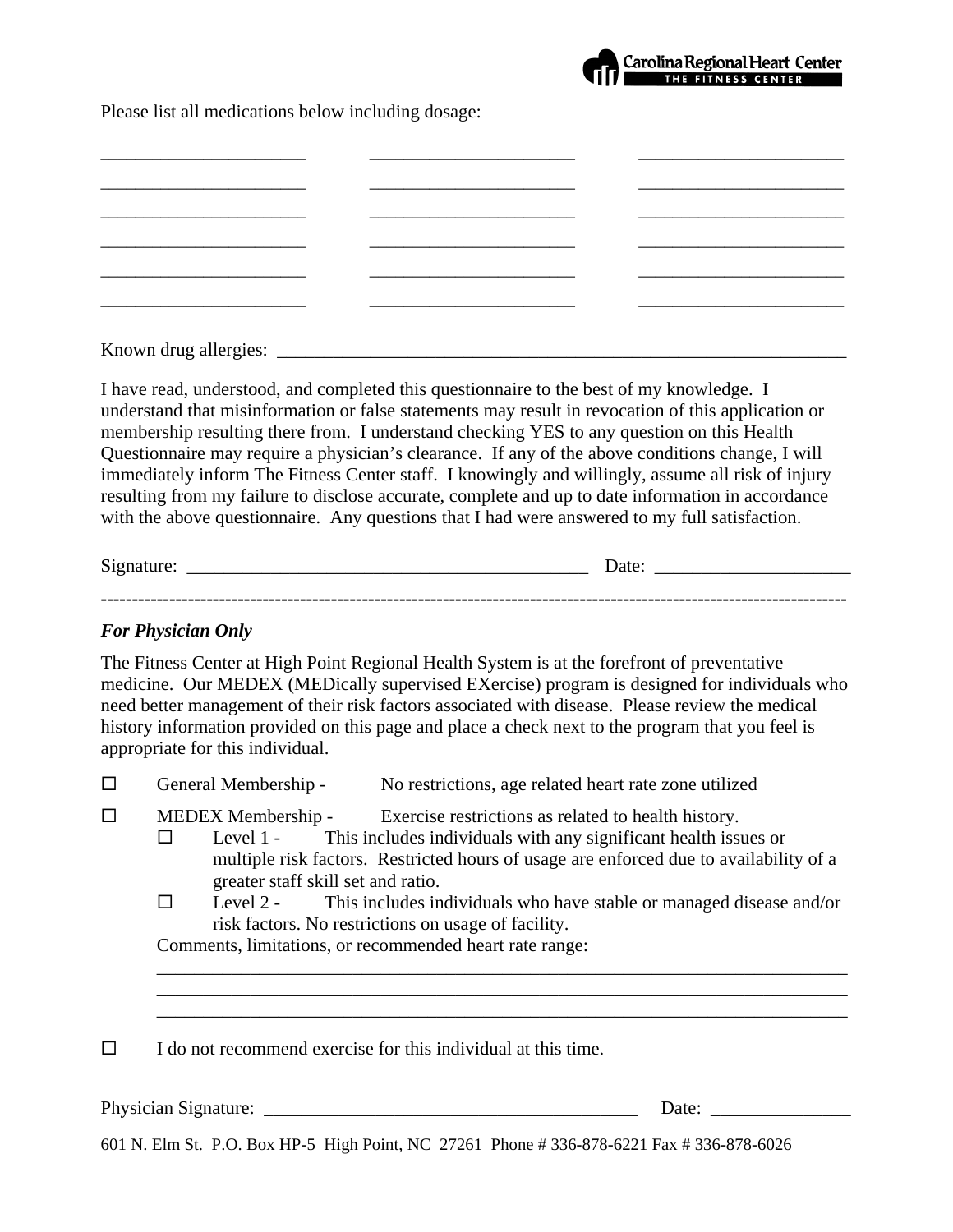Carolina Regional Heart Center
THE FITNESS CENTER

Please list all medications below including dosage:

| | | |
|---|---|---|
| ______________________ | ______________________ | ______________________ |
| ______________________ | ______________________ | ______________________ |
| ______________________ | ______________________ | ______________________ |
| ______________________ | ______________________ | ______________________ |
| ______________________ | ______________________ | ______________________ |
| ______________________ | ______________________ | ______________________ |

Known drug allergies: ___________________________________________________________

I have read, understood, and completed this questionnaire to the best of my knowledge. I understand that misinformation or false statements may result in revocation of this application or membership resulting there from. I understand checking YES to any question on this Health Questionnaire may require a physician's clearance. If any of the above conditions change, I will immediately inform The Fitness Center staff. I knowingly and willingly, assume all risk of injury resulting from my failure to disclose accurate, complete and up to date information in accordance with the above questionnaire. Any questions that I had were answered to my full satisfaction.

Signature: ___________________________________________ Date: ____________________

---

***For Physician Only***

The Fitness Center at High Point Regional Health System is at the forefront of preventative medicine. Our MEDEX (MEDically supervised EXercise) program is designed for individuals who need better management of their risk factors associated with disease. Please review the medical history information provided on this page and place a check next to the program that you feel is appropriate for this individual.

- ☐ General Membership - No restrictions, age related heart rate zone utilized
- ☐ MEDEX Membership - Exercise restrictions as related to health history.
  - ☐ Level 1 - This includes individuals with any significant health issues or multiple risk factors. Restricted hours of usage are enforced due to availability of a greater staff skill set and ratio.
  - ☐ Level 2 - This includes individuals who have stable or managed disease and/or risk factors. No restrictions on usage of facility.

  Comments, limitations, or recommended heart rate range:
  ___________________________________________________________________________
  ___________________________________________________________________________
  ___________________________________________________________________________

- ☐ I do not recommend exercise for this individual at this time.

Physician Signature: ________________________________________ Date: _______________

601 N. Elm St. P.O. Box HP-5 High Point, NC 27261 Phone # 336-878-6221 Fax # 336-878-6026